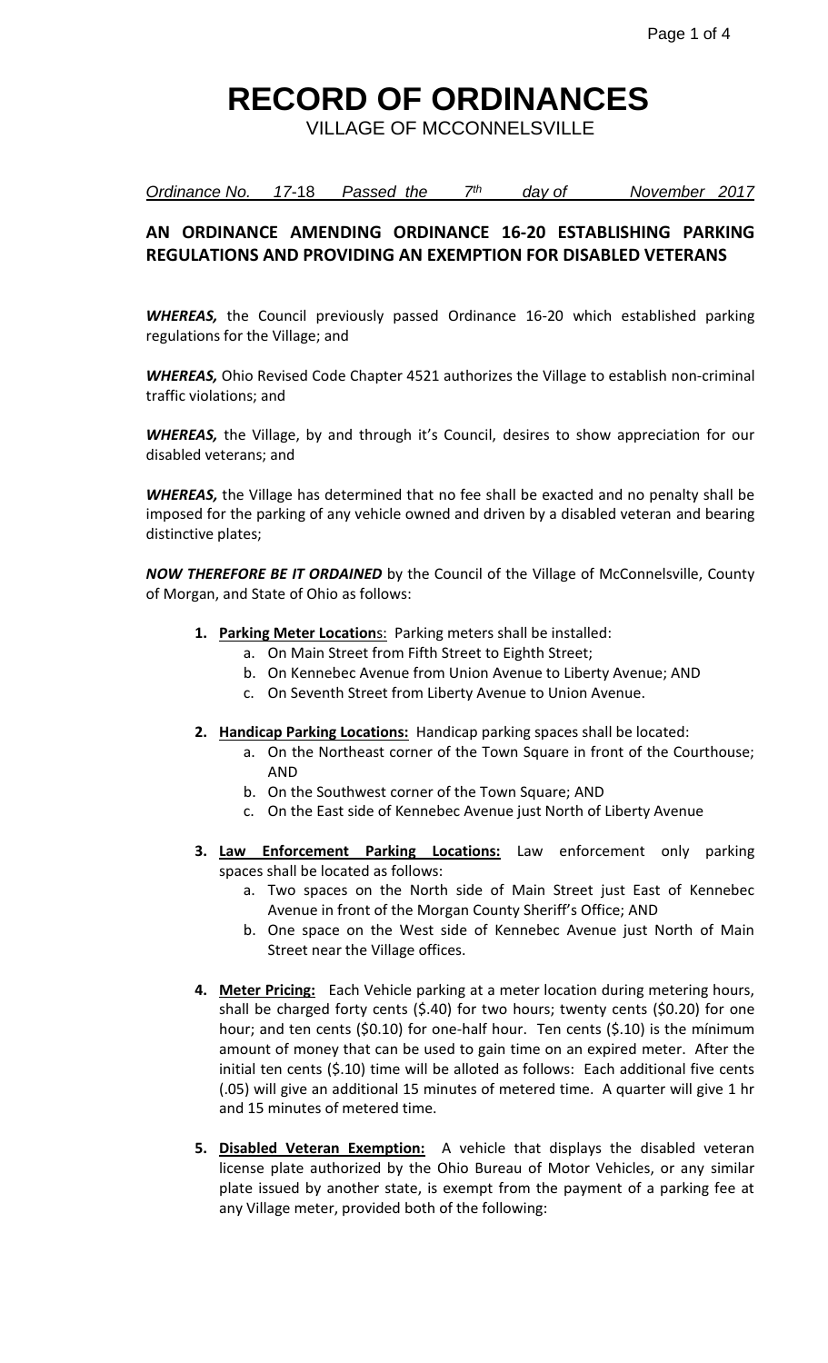# RECORD OF ORDINANCES

VILLAGE OF MCCONNELSVILLE

*Ordinance No. 17-18 Passed the 7th day of November 2017*

## AN ORDINANCE AMENDING ORDINANCE 16-20 ESTABLISHING PARKING REGULATIONS AND PROVIDING AN EXEMPTION FOR DISABLED VETERANS

***WHEREAS,*** the Council previously passed Ordinance 16-20 which established parking regulations for the Village; and

***WHEREAS,*** Ohio Revised Code Chapter 4521 authorizes the Village to establish non-criminal traffic violations; and

***WHEREAS,*** the Village, by and through it's Council, desires to show appreciation for our disabled veterans; and

***WHEREAS,*** the Village has determined that no fee shall be exacted and no penalty shall be imposed for the parking of any vehicle owned and driven by a disabled veteran and bearing distinctive plates;

***NOW THEREFORE BE IT ORDAINED*** by the Council of the Village of McConnelsville, County of Morgan, and State of Ohio as follows:

1. **Parking Meter Locations:** Parking meters shall be installed:
   a. On Main Street from Fifth Street to Eighth Street;
   b. On Kennebec Avenue from Union Avenue to Liberty Avenue; AND
   c. On Seventh Street from Liberty Avenue to Union Avenue.

2. **Handicap Parking Locations:** Handicap parking spaces shall be located:
   a. On the Northeast corner of the Town Square in front of the Courthouse; AND
   b. On the Southwest corner of the Town Square; AND
   c. On the East side of Kennebec Avenue just North of Liberty Avenue

3. **Law Enforcement Parking Locations:** Law enforcement only parking spaces shall be located as follows:
   a. Two spaces on the North side of Main Street just East of Kennebec Avenue in front of the Morgan County Sheriff's Office; AND
   b. One space on the West side of Kennebec Avenue just North of Main Street near the Village offices.

4. **Meter Pricing:** Each Vehicle parking at a meter location during metering hours, shall be charged forty cents ($.40) for two hours; twenty cents ($0.20) for one hour; and ten cents ($0.10) for one-half hour. Ten cents ($.10) is the mínimum amount of money that can be used to gain time on an expired meter. After the initial ten cents ($.10) time will be alloted as follows: Each additional five cents (.05) will give an additional 15 minutes of metered time. A quarter will give 1 hr and 15 minutes of metered time.

5. **Disabled Veteran Exemption:** A vehicle that displays the disabled veteran license plate authorized by the Ohio Bureau of Motor Vehicles, or any similar plate issued by another state, is exempt from the payment of a parking fee at any Village meter, provided both of the following: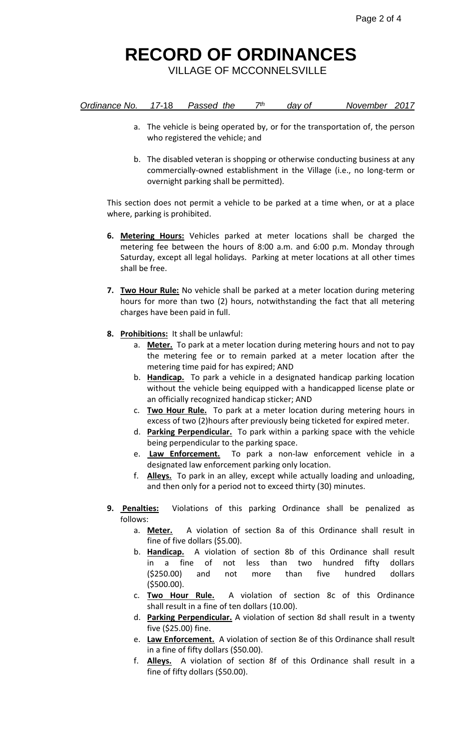# RECORD OF ORDINANCES

VILLAGE OF MCCONNELSVILLE

*Ordinance No. 17-18 Passed the 7th day of November 2017*

a. The vehicle is being operated by, or for the transportation of, the person who registered the vehicle; and

b. The disabled veteran is shopping or otherwise conducting business at any commercially-owned establishment in the Village (i.e., no long-term or overnight parking shall be permitted).

This section does not permit a vehicle to be parked at a time when, or at a place where, parking is prohibited.

**6. Metering Hours:** Vehicles parked at meter locations shall be charged the metering fee between the hours of 8:00 a.m. and 6:00 p.m. Monday through Saturday, except all legal holidays. Parking at meter locations at all other times shall be free.

**7. Two Hour Rule:** No vehicle shall be parked at a meter location during metering hours for more than two (2) hours, notwithstanding the fact that all metering charges have been paid in full.

**8. Prohibitions:** It shall be unlawful:

a. **Meter.** To park at a meter location during metering hours and not to pay the metering fee or to remain parked at a meter location after the metering time paid for has expired; AND
b. **Handicap.** To park a vehicle in a designated handicap parking location without the vehicle being equipped with a handicapped license plate or an officially recognized handicap sticker; AND
c. **Two Hour Rule.** To park at a meter location during metering hours in excess of two (2)hours after previously being ticketed for expired meter.
d. **Parking Perpendicular.** To park within a parking space with the vehicle being perpendicular to the parking space.
e. **Law Enforcement.** To park a non-law enforcement vehicle in a designated law enforcement parking only location.
f. **Alleys.** To park in an alley, except while actually loading and unloading, and then only for a period not to exceed thirty (30) minutes.

**9. Penalties:** Violations of this parking Ordinance shall be penalized as follows:

a. **Meter.** A violation of section 8a of this Ordinance shall result in fine of five dollars ($5.00).
b. **Handicap.** A violation of section 8b of this Ordinance shall result in a fine of not less than two hundred fifty dollars ($250.00) and not more than five hundred dollars ($500.00).
c. **Two Hour Rule.** A violation of section 8c of this Ordinance shall result in a fine of ten dollars (10.00).
d. **Parking Perpendicular.** A violation of section 8d shall result in a twenty five ($25.00) fine.
e. **Law Enforcement.** A violation of section 8e of this Ordinance shall result in a fine of fifty dollars ($50.00).
f. **Alleys.** A violation of section 8f of this Ordinance shall result in a fine of fifty dollars ($50.00).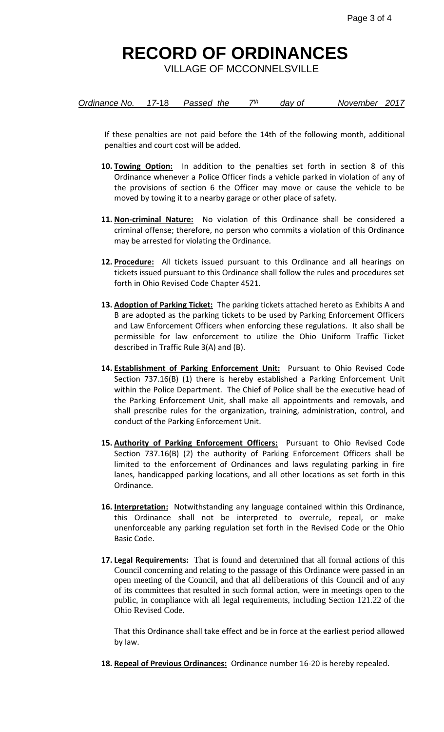# RECORD OF ORDINANCES

VILLAGE OF MCCONNELSVILLE

*Ordinance No. 17-18 Passed the 7th day of November 2017*

If these penalties are not paid before the 14th of the following month, additional penalties and court cost will be added.

10. **Towing Option:** In addition to the penalties set forth in section 8 of this Ordinance whenever a Police Officer finds a vehicle parked in violation of any of the provisions of section 6 the Officer may move or cause the vehicle to be moved by towing it to a nearby garage or other place of safety.

11. **Non-criminal Nature:** No violation of this Ordinance shall be considered a criminal offense; therefore, no person who commits a violation of this Ordinance may be arrested for violating the Ordinance.

12. **Procedure:** All tickets issued pursuant to this Ordinance and all hearings on tickets issued pursuant to this Ordinance shall follow the rules and procedures set forth in Ohio Revised Code Chapter 4521.

13. **Adoption of Parking Ticket:** The parking tickets attached hereto as Exhibits A and B are adopted as the parking tickets to be used by Parking Enforcement Officers and Law Enforcement Officers when enforcing these regulations. It also shall be permissible for law enforcement to utilize the Ohio Uniform Traffic Ticket described in Traffic Rule 3(A) and (B).

14. **Establishment of Parking Enforcement Unit:** Pursuant to Ohio Revised Code Section 737.16(B) (1) there is hereby established a Parking Enforcement Unit within the Police Department. The Chief of Police shall be the executive head of the Parking Enforcement Unit, shall make all appointments and removals, and shall prescribe rules for the organization, training, administration, control, and conduct of the Parking Enforcement Unit.

15. **Authority of Parking Enforcement Officers:** Pursuant to Ohio Revised Code Section 737.16(B) (2) the authority of Parking Enforcement Officers shall be limited to the enforcement of Ordinances and laws regulating parking in fire lanes, handicapped parking locations, and all other locations as set forth in this Ordinance.

16. **Interpretation:** Notwithstanding any language contained within this Ordinance, this Ordinance shall not be interpreted to overrule, repeal, or make unenforceable any parking regulation set forth in the Revised Code or the Ohio Basic Code.

17. **Legal Requirements:** That is found and determined that all formal actions of this Council concerning and relating to the passage of this Ordinance were passed in an open meeting of the Council, and that all deliberations of this Council and of any of its committees that resulted in such formal action, were in meetings open to the public, in compliance with all legal requirements, including Section 121.22 of the Ohio Revised Code.

    That this Ordinance shall take effect and be in force at the earliest period allowed by law.

18. **Repeal of Previous Ordinances:** Ordinance number 16-20 is hereby repealed.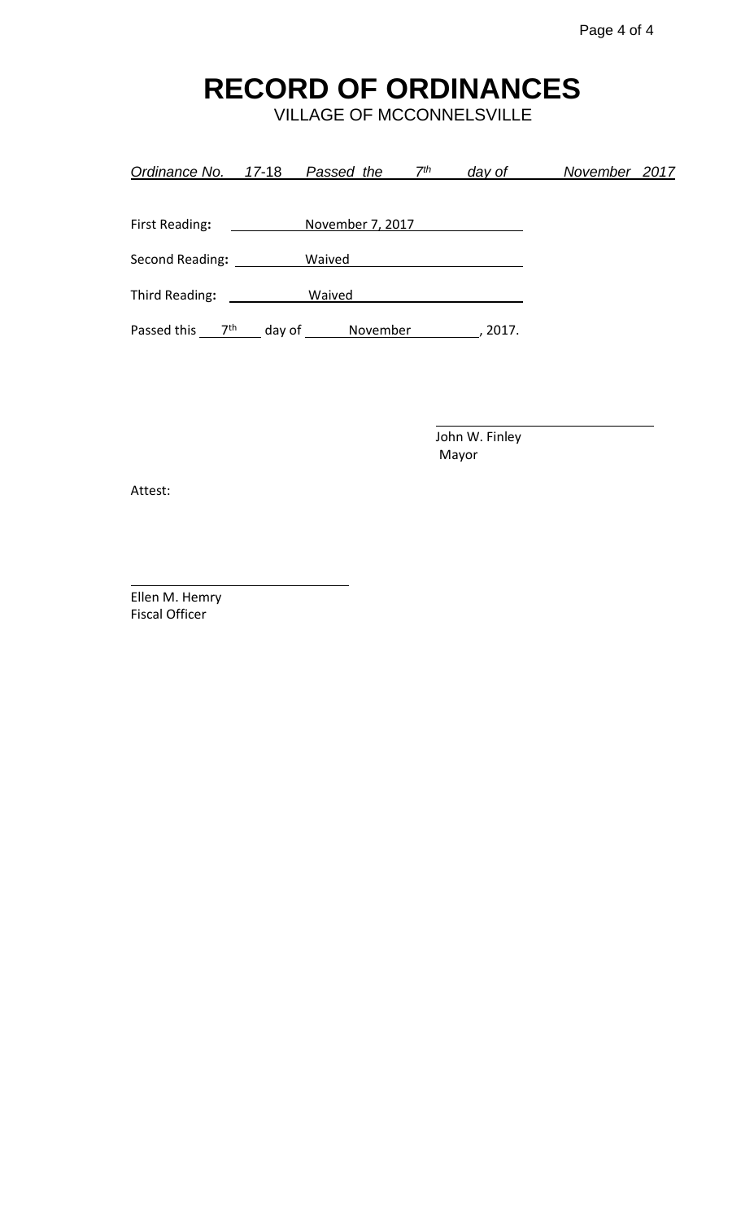# RECORD OF ORDINANCES

VILLAGE OF MCCONNELSVILLE

*Ordinance No. 17-18 Passed the 7th day of November 2017*

First Reading: November 7, 2017

Second Reading: Waived

Third Reading: Waived

Passed this 7th day of November, 2017.

John W. Finley
Mayor

Attest:

Ellen M. Hemry
Fiscal Officer